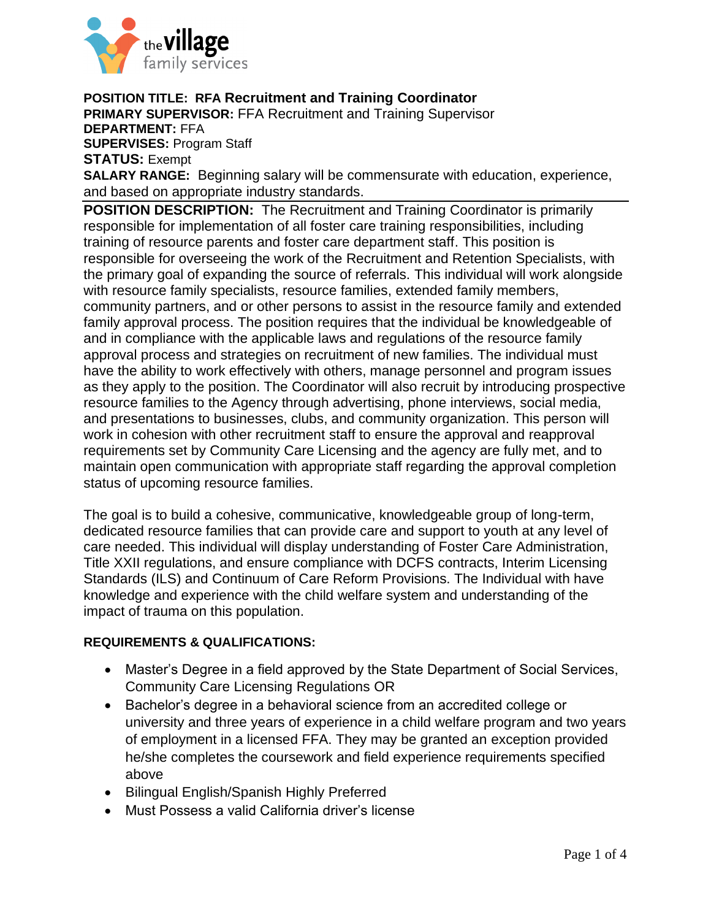**POSITION TITLE: RFA Recruitment and Training Coordinator**
**PRIMARY SUPERVISOR:** FFA Recruitment and Training Supervisor
**DEPARTMENT:** FFA
**SUPERVISES:** Program Staff
**STATUS:** Exempt
**SALARY RANGE:** Beginning salary will be commensurate with education, experience, and based on appropriate industry standards.

---

**POSITION DESCRIPTION:** The Recruitment and Training Coordinator is primarily responsible for implementation of all foster care training responsibilities, including training of resource parents and foster care department staff. This position is responsible for overseeing the work of the Recruitment and Retention Specialists, with the primary goal of expanding the source of referrals. This individual will work alongside with resource family specialists, resource families, extended family members, community partners, and or other persons to assist in the resource family and extended family approval process. The position requires that the individual be knowledgeable of and in compliance with the applicable laws and regulations of the resource family approval process and strategies on recruitment of new families. The individual must have the ability to work effectively with others, manage personnel and program issues as they apply to the position. The Coordinator will also recruit by introducing prospective resource families to the Agency through advertising, phone interviews, social media, and presentations to businesses, clubs, and community organization. This person will work in cohesion with other recruitment staff to ensure the approval and reapproval requirements set by Community Care Licensing and the agency are fully met, and to maintain open communication with appropriate staff regarding the approval completion status of upcoming resource families.

The goal is to build a cohesive, communicative, knowledgeable group of long-term, dedicated resource families that can provide care and support to youth at any level of care needed. This individual will display understanding of Foster Care Administration, Title XXII regulations, and ensure compliance with DCFS contracts, Interim Licensing Standards (ILS) and Continuum of Care Reform Provisions. The Individual with have knowledge and experience with the child welfare system and understanding of the impact of trauma on this population.

**REQUIREMENTS & QUALIFICATIONS:**

- Master's Degree in a field approved by the State Department of Social Services, Community Care Licensing Regulations OR
- Bachelor's degree in a behavioral science from an accredited college or university and three years of experience in a child welfare program and two years of employment in a licensed FFA. They may be granted an exception provided he/she completes the coursework and field experience requirements specified above
- Bilingual English/Spanish Highly Preferred
- Must Possess a valid California driver's license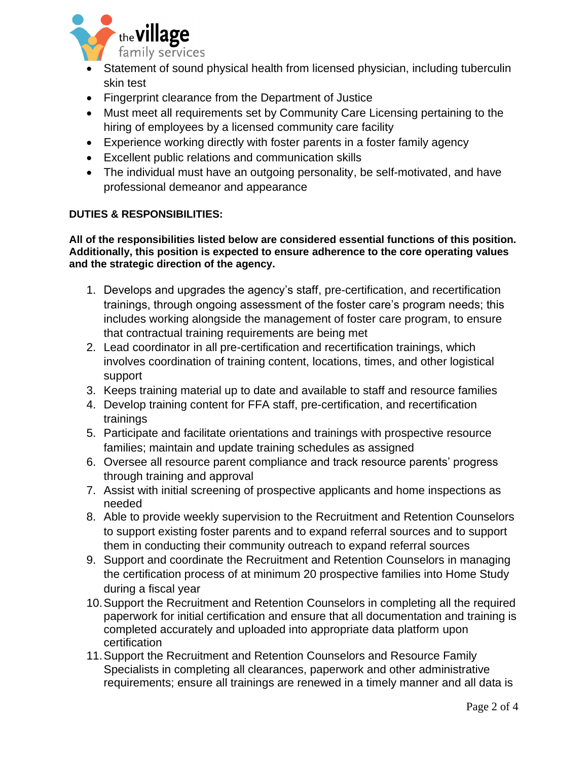- Statement of sound physical health from licensed physician, including tuberculin skin test
- Fingerprint clearance from the Department of Justice
- Must meet all requirements set by Community Care Licensing pertaining to the hiring of employees by a licensed community care facility
- Experience working directly with foster parents in a foster family agency
- Excellent public relations and communication skills
- The individual must have an outgoing personality, be self-motivated, and have professional demeanor and appearance

**DUTIES & RESPONSIBILITIES:**

**All of the responsibilities listed below are considered essential functions of this position. Additionally, this position is expected to ensure adherence to the core operating values and the strategic direction of the agency.**

1. Develops and upgrades the agency's staff, pre-certification, and recertification trainings, through ongoing assessment of the foster care's program needs; this includes working alongside the management of foster care program, to ensure that contractual training requirements are being met
2. Lead coordinator in all pre-certification and recertification trainings, which involves coordination of training content, locations, times, and other logistical support
3. Keeps training material up to date and available to staff and resource families
4. Develop training content for FFA staff, pre-certification, and recertification trainings
5. Participate and facilitate orientations and trainings with prospective resource families; maintain and update training schedules as assigned
6. Oversee all resource parent compliance and track resource parents' progress through training and approval
7. Assist with initial screening of prospective applicants and home inspections as needed
8. Able to provide weekly supervision to the Recruitment and Retention Counselors to support existing foster parents and to expand referral sources and to support them in conducting their community outreach to expand referral sources
9. Support and coordinate the Recruitment and Retention Counselors in managing the certification process of at minimum 20 prospective families into Home Study during a fiscal year
10. Support the Recruitment and Retention Counselors in completing all the required paperwork for initial certification and ensure that all documentation and training is completed accurately and uploaded into appropriate data platform upon certification
11. Support the Recruitment and Retention Counselors and Resource Family Specialists in completing all clearances, paperwork and other administrative requirements; ensure all trainings are renewed in a timely manner and all data is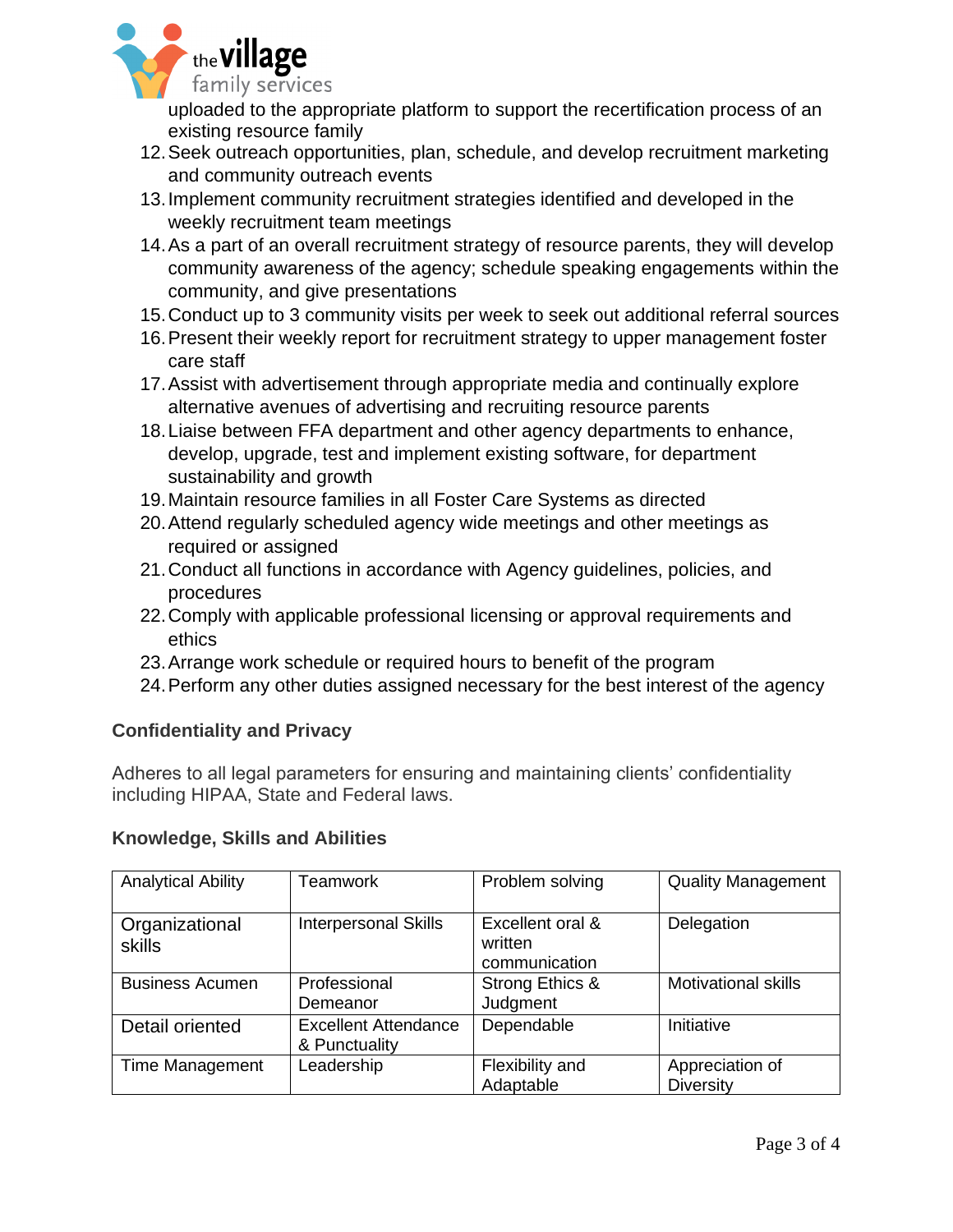uploaded to the appropriate platform to support the recertification process of an existing resource family

12. Seek outreach opportunities, plan, schedule, and develop recruitment marketing and community outreach events
13. Implement community recruitment strategies identified and developed in the weekly recruitment team meetings
14. As a part of an overall recruitment strategy of resource parents, they will develop community awareness of the agency; schedule speaking engagements within the community, and give presentations
15. Conduct up to 3 community visits per week to seek out additional referral sources
16. Present their weekly report for recruitment strategy to upper management foster care staff
17. Assist with advertisement through appropriate media and continually explore alternative avenues of advertising and recruiting resource parents
18. Liaise between FFA department and other agency departments to enhance, develop, upgrade, test and implement existing software, for department sustainability and growth
19. Maintain resource families in all Foster Care Systems as directed
20. Attend regularly scheduled agency wide meetings and other meetings as required or assigned
21. Conduct all functions in accordance with Agency guidelines, policies, and procedures
22. Comply with applicable professional licensing or approval requirements and ethics
23. Arrange work schedule or required hours to benefit of the program
24. Perform any other duties assigned necessary for the best interest of the agency

### Confidentiality and Privacy

Adheres to all legal parameters for ensuring and maintaining clients' confidentiality including HIPAA, State and Federal laws.

### Knowledge, Skills and Abilities

| Analytical Ability | Teamwork | Problem solving | Quality Management |
|---|---|---|---|
| Organizational skills | Interpersonal Skills | Excellent oral & written communication | Delegation |
| Business Acumen | Professional Demeanor | Strong Ethics & Judgment | Motivational skills |
| Detail oriented | Excellent Attendance & Punctuality | Dependable | Initiative |
| Time Management | Leadership | Flexibility and Adaptable | Appreciation of Diversity |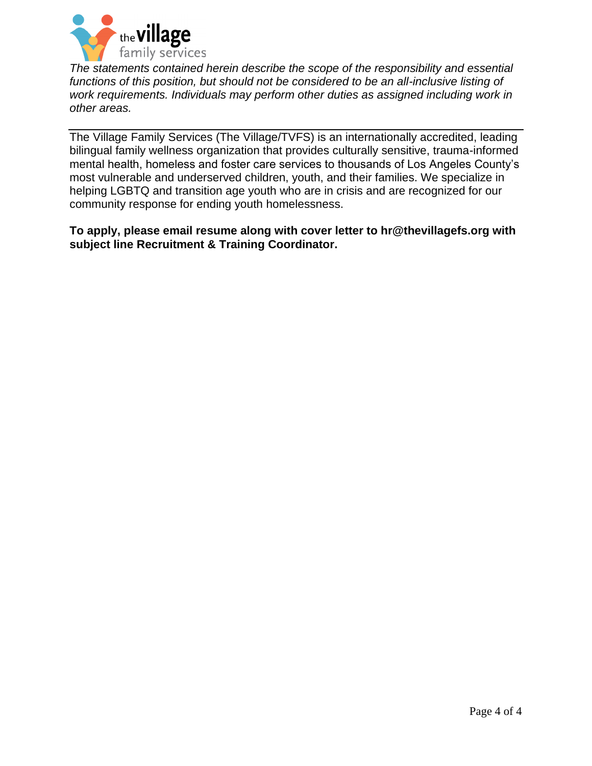*The statements contained herein describe the scope of the responsibility and essential functions of this position, but should not be considered to be an all-inclusive listing of work requirements. Individuals may perform other duties as assigned including work in other areas.*

---

The Village Family Services (The Village/TVFS) is an internationally accredited, leading bilingual family wellness organization that provides culturally sensitive, trauma-informed mental health, homeless and foster care services to thousands of Los Angeles County's most vulnerable and underserved children, youth, and their families. We specialize in helping LGBTQ and transition age youth who are in crisis and are recognized for our community response for ending youth homelessness.

**To apply, please email resume along with cover letter to hr@thevillagefs.org with subject line Recruitment & Training Coordinator.**